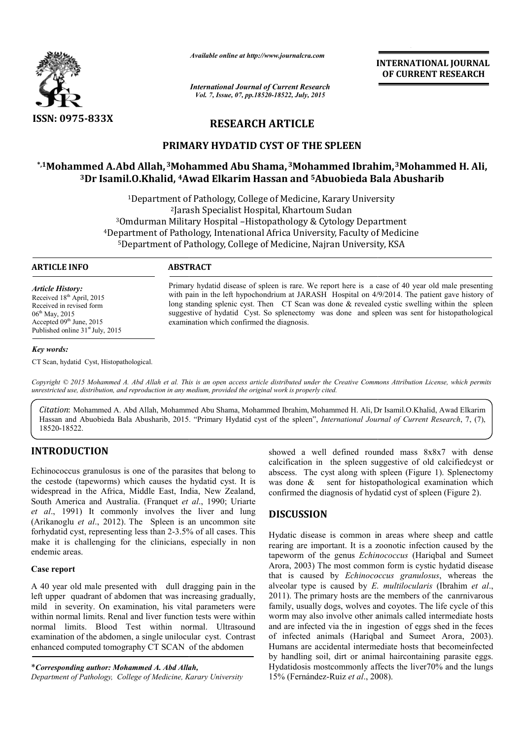# PRIMARY HYDATID CYST OF THE SPLEEN

**\*,[1]Mohammed A.Abd Allah, [3]Mohammed Abu Shama, [3]Mohammed Ibrahim, [3]Mohammed H. Ali, [3]Dr Isamil.O.Khalid, [4]Awad Elkarim Hassan and [5]Abuobieda Bala Abusharib**

[1]Department of Pathology, College of Medicine, Karary University
[2]Jarash Specialist Hospital, Khartoum Sudan
[3]Omdurman Military Hospital –Histopathology & Cytology Department
[4]Department of Pathology, Intenational Africa University, Faculty of Medicine
[5]Department of Pathology, College of Medicine, Najran University, KSA

**RESEARCH ARTICLE**

## ARTICLE INFO

*Article History:*
Received 18th April, 2015
Received in revised form 06th May, 2015
Accepted 09th June, 2015
Published online 31st July, 2015

*Key words:*
CT Scan, hydatid Cyst, Histopathological.

## ABSTRACT

Primary hydatid disease of spleen is rare. We report here is a case of 40 year old male presenting with pain in the left hypochondrium at JARASH Hospital on 4/9/2014. The patient gave history of long standing splenic cyst. Then CT Scan was done & revealed cystic swelling within the spleen suggestive of hydatid Cyst. So splenectomy was done and spleen was sent for histopathological examination which confirmed the diagnosis.

*Copyright © 2015 Mohammed A. Abd Allah et al. This is an open access article distributed under the Creative Commons Attribution License, which permits unrestricted use, distribution, and reproduction in any medium, provided the original work is properly cited.*

*Citation*: Mohammed A. Abd Allah, Mohammed Abu Shama, Mohammed Ibrahim, Mohammed H. Ali, Dr Isamil.O.Khalid, Awad Elkarim Hassan and Abuobieda Bala Abusharib, 2015. "Primary Hydatid cyst of the spleen", *International Journal of Current Research*, 7, (7), 18520-18522.

## INTRODUCTION

Echinococcus granulosus is one of the parasites that belong to the cestode (tapeworms) which causes the hydatid cyst. It is widespread in the Africa, Middle East, India, New Zealand, South America and Australia. (Franquet *et al*., 1990; Uriarte *et al*., 1991) It commonly involves the liver and lung (Arikanoglu *et al*., 2012). The Spleen is an uncommon site forhydatid cyst, representing less than 2-3.5% of all cases. This make it is challenging for the clinicians, especially in non endemic areas.

### Case report

A 40 year old male presented with dull dragging pain in the left upper quadrant of abdomen that was increasing gradually, mild in severity. On examination, his vital parameters were within normal limits. Renal and liver function tests were within normal limits. Blood Test within normal. Ultrasound examination of the abdomen, a single unilocular cyst. Contrast enhanced computed tomography CT SCAN of the abdomen showed a well defined rounded mass 8x8x7 with dense calcification in the spleen suggestive of old calcifiedcyst or abscess. The cyst along with spleen (Figure 1). Splenectomy was done & sent for histopathological examination which confirmed the diagnosis of hydatid cyst of spleen (Figure 2).

## DISCUSSION

Hydatic disease is common in areas where sheep and cattle rearing are important. It is a zoonotic infection caused by the tapeworm of the genus *Echinococcus* (Hariqbal and Sumeet Arora, 2003) The most common form is cystic hydatid disease that is caused by *Echinococcus granulosus*, whereas the alveolar type is caused by *E. multilocularis* (Ibrahim *et al*., 2011). The primary hosts are the members of the canrnivarous family, usually dogs, wolves and coyotes. The life cycle of this worm may also involve other animals called intermediate hosts and are infected via the in ingestion of eggs shed in the feces of infected animals (Hariqbal and Sumeet Arora, 2003). Humans are accidental intermediate hosts that becomeinfected by handling soil, dirt or animal haircontaining parasite eggs. Hydatidosis mostcommonly affects the liver70% and the lungs 15% (Fernández-Ruiz *et al*., 2008).

\**Corresponding author: Mohammed A. Abd Allah,*
*Department of Pathology, College of Medicine, Karary University*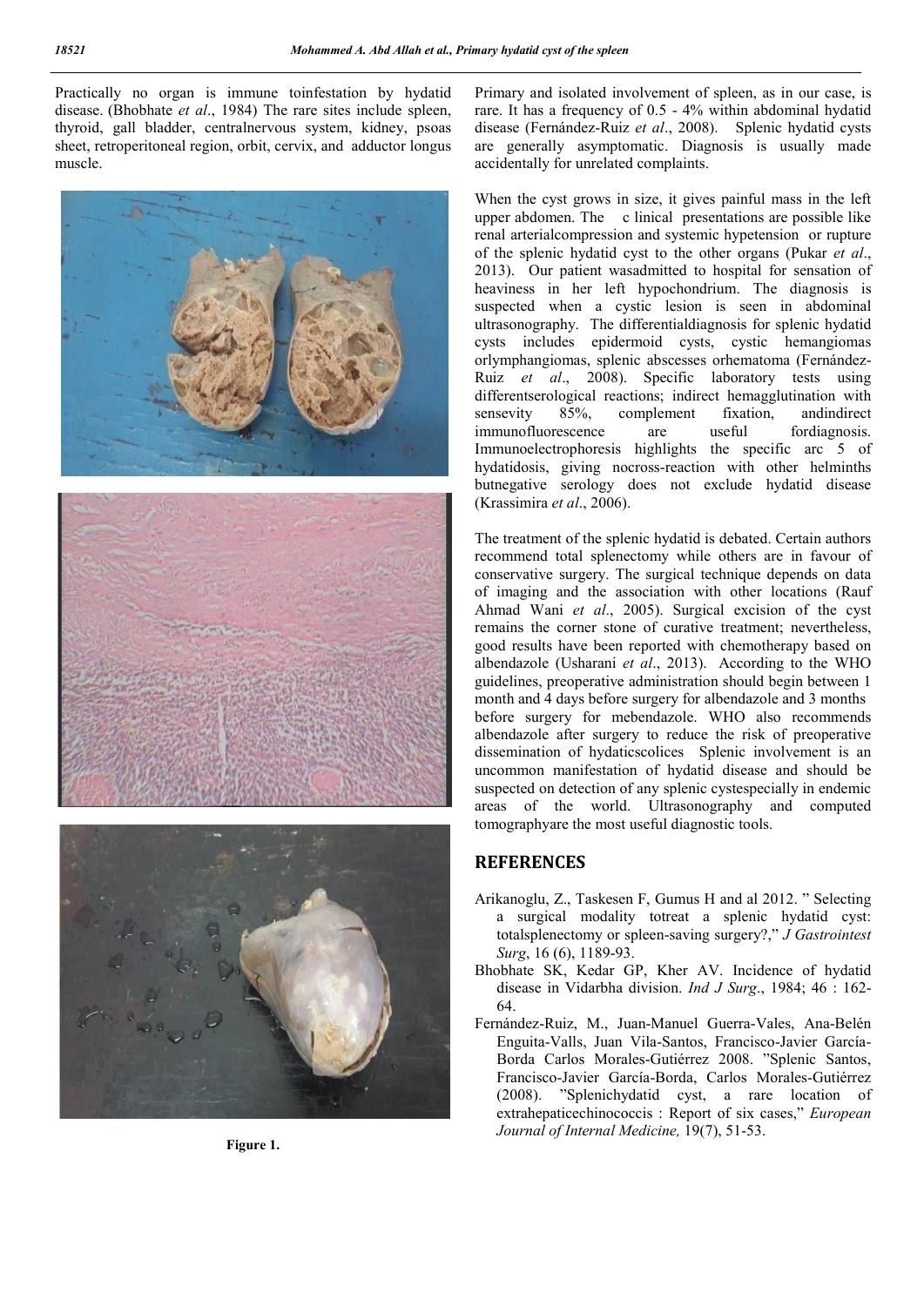Practically no organ is immune toinfestation by hydatid disease. (Bhobhate *et al*., 1984) The rare sites include spleen, thyroid, gall bladder, centralnervous system, kidney, psoas sheet, retroperitoneal region, orbit, cervix, and adductor longus muscle.

Figure 1.

Primary and isolated involvement of spleen, as in our case, is rare. It has a frequency of 0.5 - 4% within abdominal hydatid disease (Fernández-Ruiz *et al*., 2008). Splenic hydatid cysts are generally asymptomatic. Diagnosis is usually made accidentally for unrelated complaints.

When the cyst grows in size, it gives painful mass in the left upper abdomen. The c linical presentations are possible like renal arterialcompression and systemic hypetension or rupture of the splenic hydatid cyst to the other organs (Pukar *et al*., 2013). Our patient wasadmitted to hospital for sensation of heaviness in her left hypochondrium. The diagnosis is suspected when a cystic lesion is seen in abdominal ultrasonography. The differentialdiagnosis for splenic hydatid cysts includes epidermoid cysts, cystic hemangiomas orlymphangiomas, splenic abscesses orhematoma (Fernández-Ruiz *et al*., 2008). Specific laboratory tests using differentserological reactions; indirect hemagglutination with sensevity 85%, complement fixation, andindirect immunofluorescence are useful fordiagnosis. Immunoelectrophoresis highlights the specific arc 5 of hydatidosis, giving nocross-reaction with other helminths butnegative serology does not exclude hydatid disease (Krassimira *et al*., 2006).

The treatment of the splenic hydatid is debated. Certain authors recommend total splenectomy while others are in favour of conservative surgery. The surgical technique depends on data of imaging and the association with other locations (Rauf Ahmad Wani *et al*., 2005). Surgical excision of the cyst remains the corner stone of curative treatment; nevertheless, good results have been reported with chemotherapy based on albendazole (Usharani *et al*., 2013). According to the WHO guidelines, preoperative administration should begin between 1 month and 4 days before surgery for albendazole and 3 months before surgery for mebendazole. WHO also recommends albendazole after surgery to reduce the risk of preoperative dissemination of hydaticscolices Splenic involvement is an uncommon manifestation of hydatid disease and should be suspected on detection of any splenic cystespecially in endemic areas of the world. Ultrasonography and computed tomographyare the most useful diagnostic tools.

## REFERENCES

Arikanoglu, Z., Taskesen F, Gumus H and al 2012. " Selecting a surgical modality totreat a splenic hydatid cyst: totalsplenectomy or spleen-saving surgery?," *J Gastrointest Surg*, 16 (6), 1189-93.

Bhobhate SK, Kedar GP, Kher AV. Incidence of hydatid disease in Vidarbha division. *Ind J Surg*., 1984; 46 : 162-64.

Fernández-Ruiz, M., Juan-Manuel Guerra-Vales, Ana-Belén Enguita-Valls, Juan Vila-Santos, Francisco-Javier García-Borda Carlos Morales-Gutiérrez 2008. "Splenic Santos, Francisco-Javier García-Borda, Carlos Morales-Gutiérrez (2008). "Splenichydatid cyst, a rare location of extrahepaticechinococcis : Report of six cases," *European Journal of Internal Medicine,* 19(7), 51-53.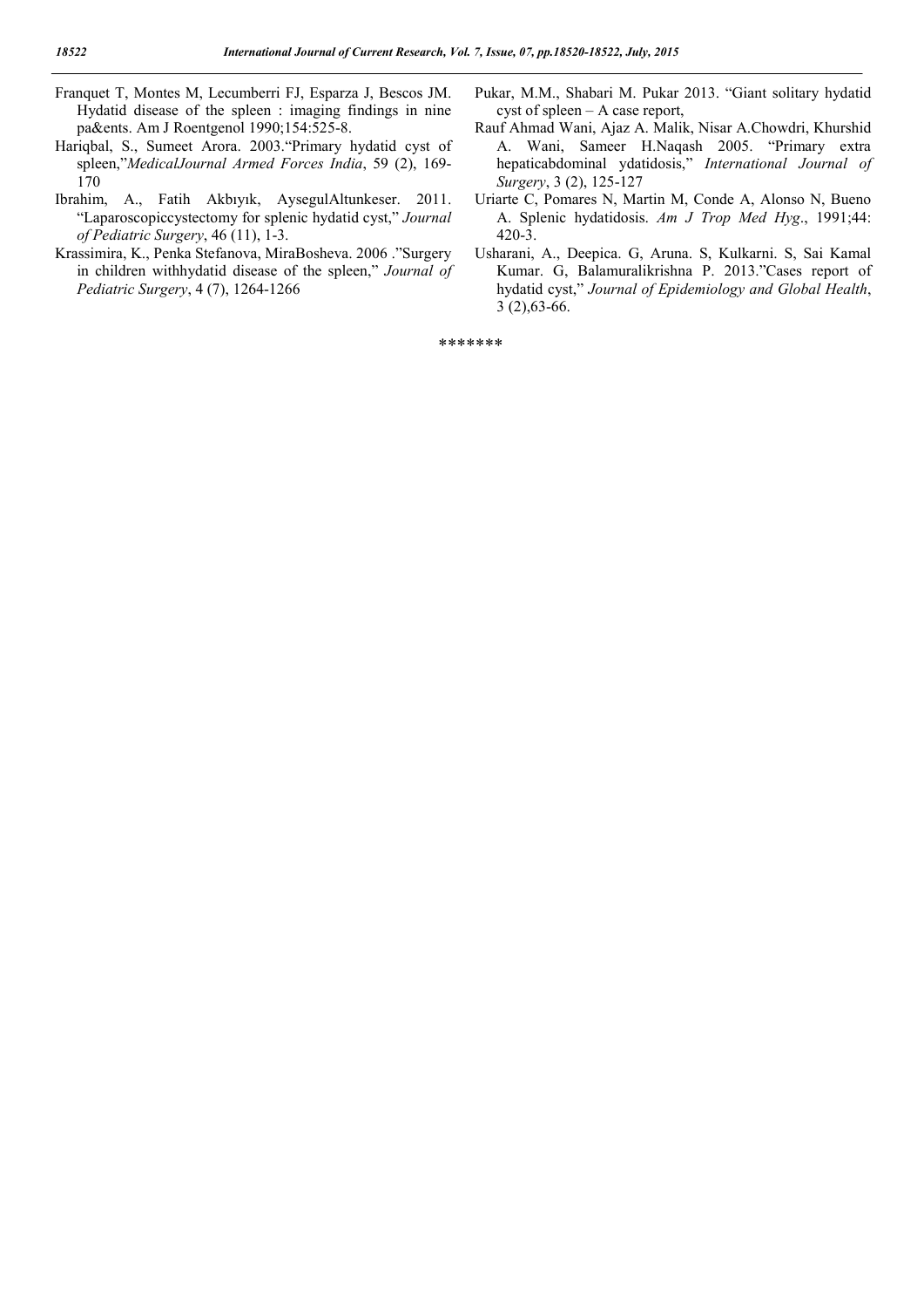Franquet T, Montes M, Lecumberri FJ, Esparza J, Bescos JM. Hydatid disease of the spleen : imaging findings in nine pa&ents. Am J Roentgenol 1990;154:525-8.

Hariqbal, S., Sumeet Arora. 2003."Primary hydatid cyst of spleen,"*MedicalJournal Armed Forces India*, 59 (2), 169-170

Ibrahim, A., Fatih Akbıyık, AysegulAltunkeser. 2011. "Laparoscopiccystectomy for splenic hydatid cyst," *Journal of Pediatric Surgery*, 46 (11), 1-3.

Krassimira, K., Penka Stefanova, MiraBosheva. 2006 ."Surgery in children withhydatid disease of the spleen," *Journal of Pediatric Surgery*, 4 (7), 1264-1266

Pukar, M.M., Shabari M. Pukar 2013. "Giant solitary hydatid cyst of spleen – A case report,

Rauf Ahmad Wani, Ajaz A. Malik, Nisar A.Chowdri, Khurshid A. Wani, Sameer H.Naqash 2005. "Primary extra hepaticabdominal ydatidosis," *International Journal of Surgery*, 3 (2), 125-127

Uriarte C, Pomares N, Martin M, Conde A, Alonso N, Bueno A. Splenic hydatidosis. *Am J Trop Med Hyg*., 1991;44: 420-3.

Usharani, A., Deepica. G, Aruna. S, Kulkarni. S, Sai Kamal Kumar. G, Balamuralikrishna P. 2013."Cases report of hydatid cyst," *Journal of Epidemiology and Global Health*, 3 (2),63-66.

*******